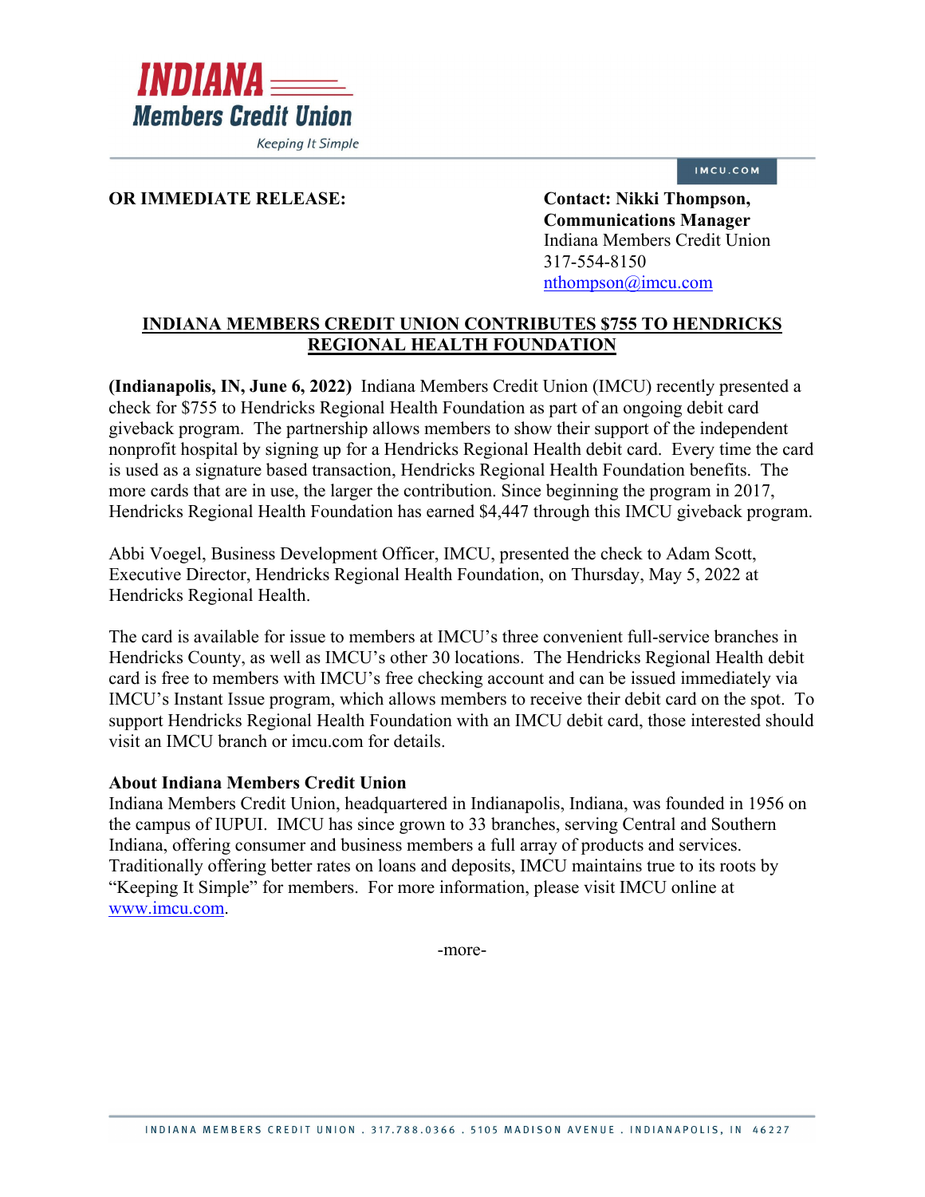OR IMMEDIATE RELEASE:

**Contact: Nikki Thompson, Communications Manager**
Indiana Members Credit Union
317-554-8150
nthompson@imcu.com

## INDIANA MEMBERS CREDIT UNION CONTRIBUTES $755 TO HENDRICKS REGIONAL HEALTH FOUNDATION

**(Indianapolis, IN, June 6, 2022)** Indiana Members Credit Union (IMCU) recently presented a check for $755 to Hendricks Regional Health Foundation as part of an ongoing debit card giveback program. The partnership allows members to show their support of the independent nonprofit hospital by signing up for a Hendricks Regional Health debit card. Every time the card is used as a signature based transaction, Hendricks Regional Health Foundation benefits. The more cards that are in use, the larger the contribution. Since beginning the program in 2017, Hendricks Regional Health Foundation has earned $4,447 through this IMCU giveback program.

Abbi Voegel, Business Development Officer, IMCU, presented the check to Adam Scott, Executive Director, Hendricks Regional Health Foundation, on Thursday, May 5, 2022 at Hendricks Regional Health.

The card is available for issue to members at IMCU's three convenient full-service branches in Hendricks County, as well as IMCU's other 30 locations. The Hendricks Regional Health debit card is free to members with IMCU's free checking account and can be issued immediately via IMCU's Instant Issue program, which allows members to receive their debit card on the spot. To support Hendricks Regional Health Foundation with an IMCU debit card, those interested should visit an IMCU branch or imcu.com for details.

**About Indiana Members Credit Union**
Indiana Members Credit Union, headquartered in Indianapolis, Indiana, was founded in 1956 on the campus of IUPUI. IMCU has since grown to 33 branches, serving Central and Southern Indiana, offering consumer and business members a full array of products and services. Traditionally offering better rates on loans and deposits, IMCU maintains true to its roots by "Keeping It Simple" for members. For more information, please visit IMCU online at www.imcu.com.

-more-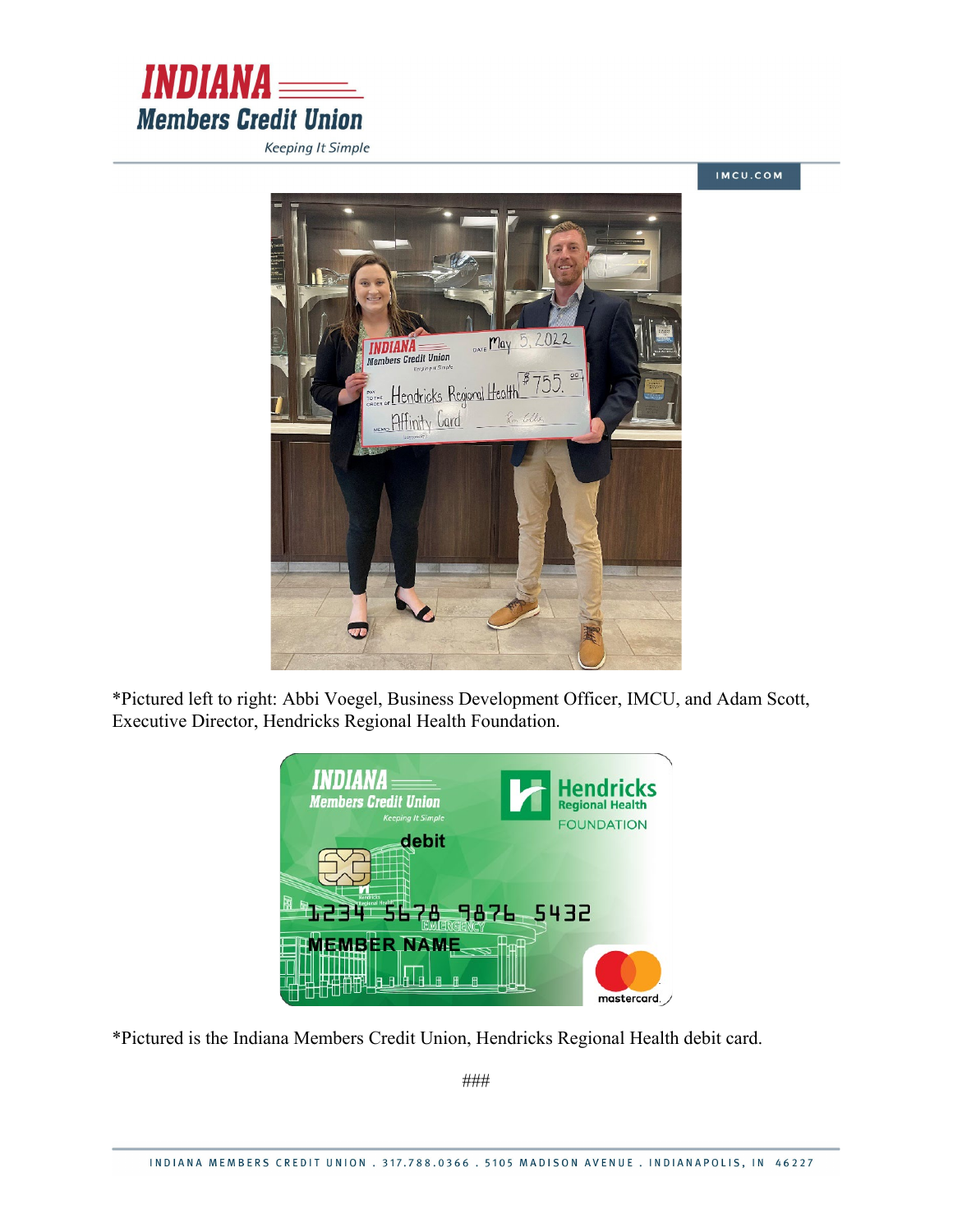*Pictured left to right: Abbi Voegel, Business Development Officer, IMCU, and Adam Scott, Executive Director, Hendricks Regional Health Foundation.

*Pictured is the Indiana Members Credit Union, Hendricks Regional Health debit card.

###